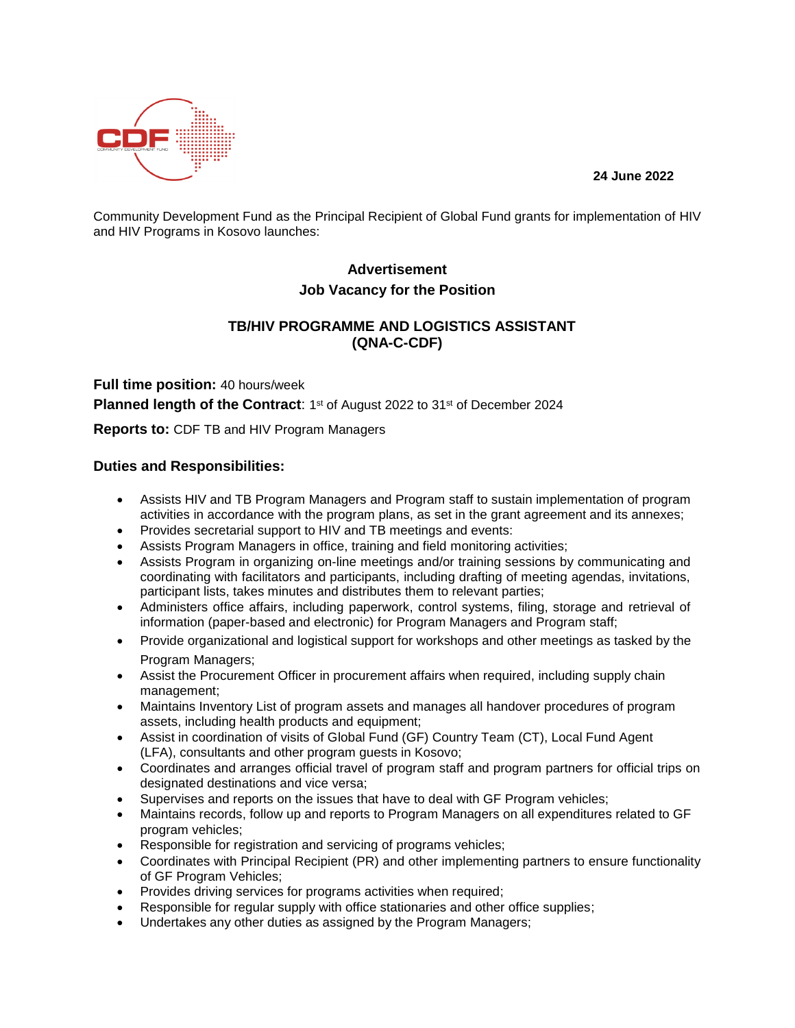24 June 2022

Community Development Fund as the Principal Recipient of Global Fund grants for implementation of HIV and HIV Programs in Kosovo launches:

**Advertisement**

**Job Vacancy for the Position**

## TB/HIV PROGRAMME AND LOGISTICS ASSISTANT (QNA-C-CDF)

**Full time position:** 40 hours/week

**Planned length of the Contract**: 1st of August 2022 to 31st of December 2024

**Reports to:** CDF TB and HIV Program Managers

### Duties and Responsibilities:

- Assists HIV and TB Program Managers and Program staff to sustain implementation of program activities in accordance with the program plans, as set in the grant agreement and its annexes;
- Provides secretarial support to HIV and TB meetings and events:
- Assists Program Managers in office, training and field monitoring activities;
- Assists Program in organizing on-line meetings and/or training sessions by communicating and coordinating with facilitators and participants, including drafting of meeting agendas, invitations, participant lists, takes minutes and distributes them to relevant parties;
- Administers office affairs, including paperwork, control systems, filing, storage and retrieval of information (paper-based and electronic) for Program Managers and Program staff;
- Provide organizational and logistical support for workshops and other meetings as tasked by the Program Managers;
- Assist the Procurement Officer in procurement affairs when required, including supply chain management;
- Maintains Inventory List of program assets and manages all handover procedures of program assets, including health products and equipment;
- Assist in coordination of visits of Global Fund (GF) Country Team (CT), Local Fund Agent (LFA), consultants and other program guests in Kosovo;
- Coordinates and arranges official travel of program staff and program partners for official trips on designated destinations and vice versa;
- Supervises and reports on the issues that have to deal with GF Program vehicles;
- Maintains records, follow up and reports to Program Managers on all expenditures related to GF program vehicles;
- Responsible for registration and servicing of programs vehicles;
- Coordinates with Principal Recipient (PR) and other implementing partners to ensure functionality of GF Program Vehicles;
- Provides driving services for programs activities when required;
- Responsible for regular supply with office stationaries and other office supplies;
- Undertakes any other duties as assigned by the Program Managers;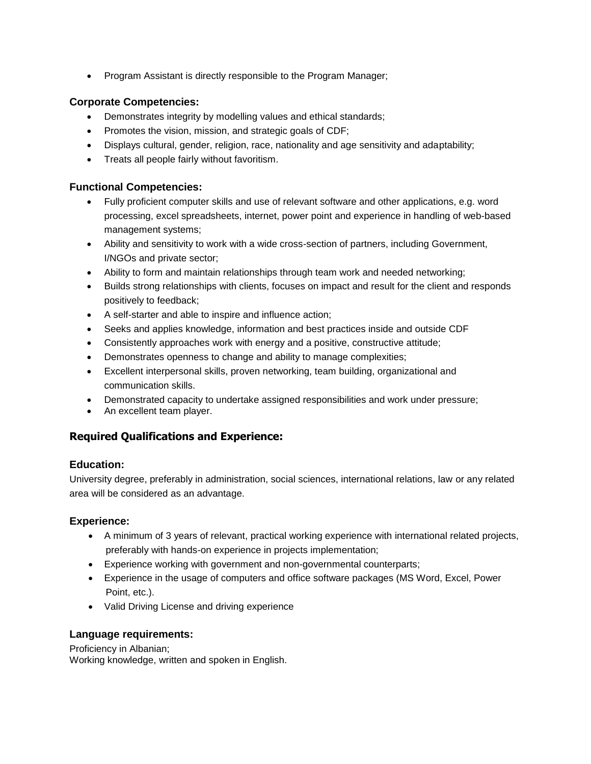- Program Assistant is directly responsible to the Program Manager;

### Corporate Competencies:

- Demonstrates integrity by modelling values and ethical standards;
- Promotes the vision, mission, and strategic goals of CDF;
- Displays cultural, gender, religion, race, nationality and age sensitivity and adaptability;
- Treats all people fairly without favoritism.

### Functional Competencies:

- Fully proficient computer skills and use of relevant software and other applications, e.g. word processing, excel spreadsheets, internet, power point and experience in handling of web-based management systems;
- Ability and sensitivity to work with a wide cross-section of partners, including Government, I/NGOs and private sector;
- Ability to form and maintain relationships through team work and needed networking;
- Builds strong relationships with clients, focuses on impact and result for the client and responds positively to feedback;
- A self-starter and able to inspire and influence action;
- Seeks and applies knowledge, information and best practices inside and outside CDF
- Consistently approaches work with energy and a positive, constructive attitude;
- Demonstrates openness to change and ability to manage complexities;
- Excellent interpersonal skills, proven networking, team building, organizational and communication skills.
- Demonstrated capacity to undertake assigned responsibilities and work under pressure;
- An excellent team player.

## Required Qualifications and Experience:

### Education:

University degree, preferably in administration, social sciences, international relations, law or any related area will be considered as an advantage.

### Experience:

- A minimum of 3 years of relevant, practical working experience with international related projects, preferably with hands-on experience in projects implementation;
- Experience working with government and non-governmental counterparts;
- Experience in the usage of computers and office software packages (MS Word, Excel, Power Point, etc.).
- Valid Driving License and driving experience

### Language requirements:

Proficiency in Albanian;
Working knowledge, written and spoken in English.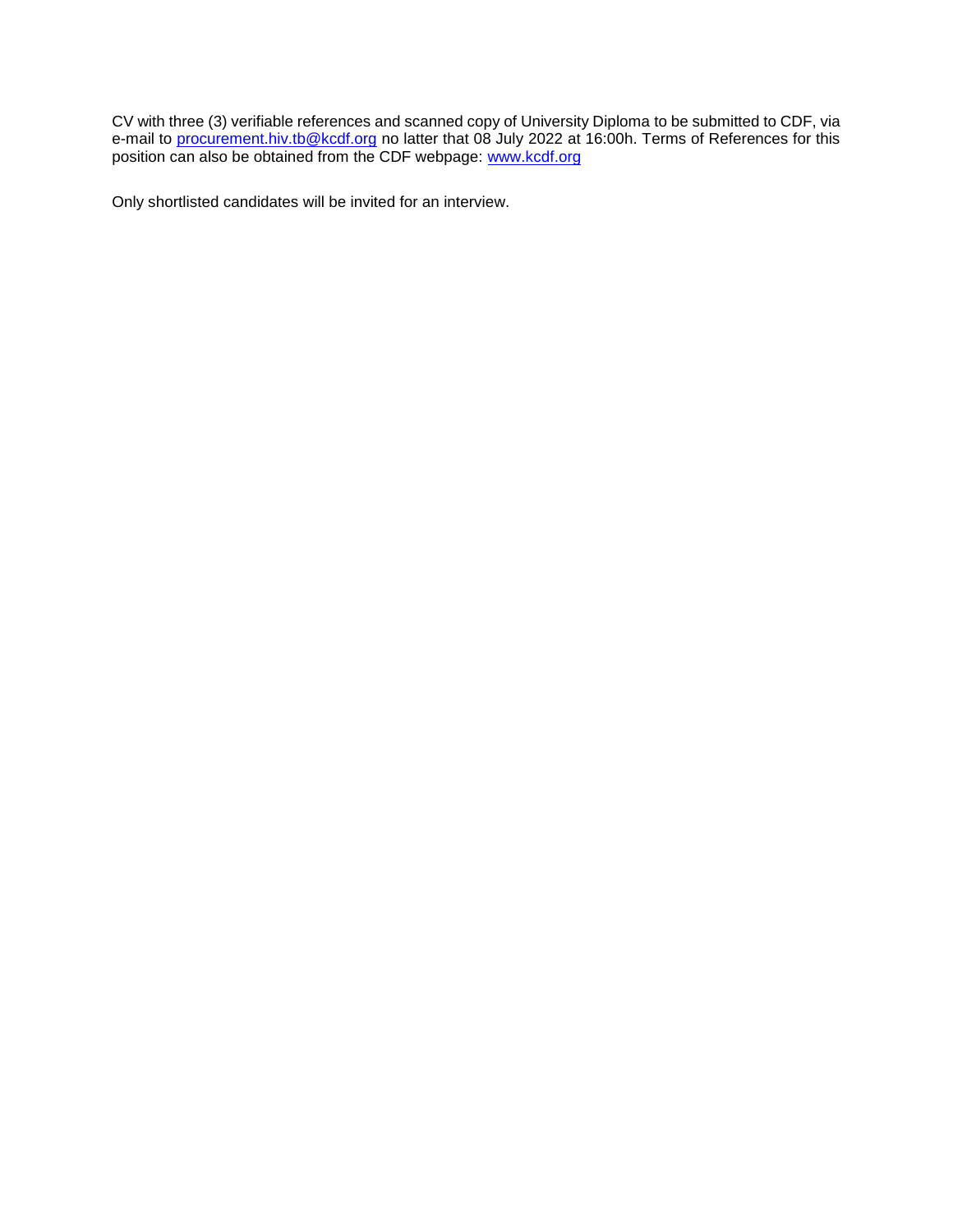CV with three (3) verifiable references and scanned copy of University Diploma to be submitted to CDF, via e-mail to procurement.hiv.tb@kcdf.org no latter that 08 July 2022 at 16:00h. Terms of References for this position can also be obtained from the CDF webpage: www.kcdf.org

Only shortlisted candidates will be invited for an interview.